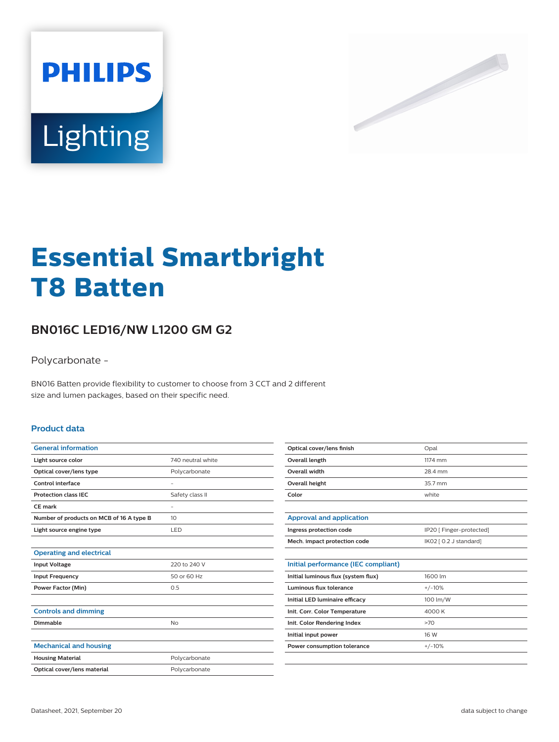PHILIPS

Lighting

# Essential Smartbright T8 Batten

## BN016C LED16/NW L1200 GM G2

Polycarbonate -

BN016 Batten provide flexibility to customer to choose from 3 CCT and 2 different size and lumen packages, based on their specific need.

### Product data

| General information | |
|---|---|
| Light source color | 740 neutral white |
| Optical cover/lens type | Polycarbonate |
| Control interface | - |
| Protection class IEC | Safety class II |
| CE mark | - |
| Number of products on MCB of 16 A type B | 10 |
| Light source engine type | LED |

| Operating and electrical | |
|---|---|
| Input Voltage | 220 to 240 V |
| Input Frequency | 50 or 60 Hz |
| Power Factor (Min) | 0.5 |

| Controls and dimming | |
|---|---|
| Dimmable | No |

| Mechanical and housing | |
|---|---|
| Housing Material | Polycarbonate |
| Optical cover/lens material | Polycarbonate |
| Optical cover/lens finish | Opal |
| Overall length | 1174 mm |
| Overall width | 28.4 mm |
| Overall height | 35.7 mm |
| Color | white |

| Approval and application | |
|---|---|
| Ingress protection code | IP20 [ Finger-protected] |
| Mech. impact protection code | IK02 [ 0.2 J standard] |

| Initial performance (IEC compliant) | |
|---|---|
| Initial luminous flux (system flux) | 1600 lm |
| Luminous flux tolerance | +/-10% |
| Initial LED luminaire efficacy | 100 lm/W |
| Init. Corr. Color Temperature | 4000 K |
| Init. Color Rendering Index | >70 |
| Initial input power | 16 W |
| Power consumption tolerance | +/-10% |

Datasheet, 2021, September 20

data subject to change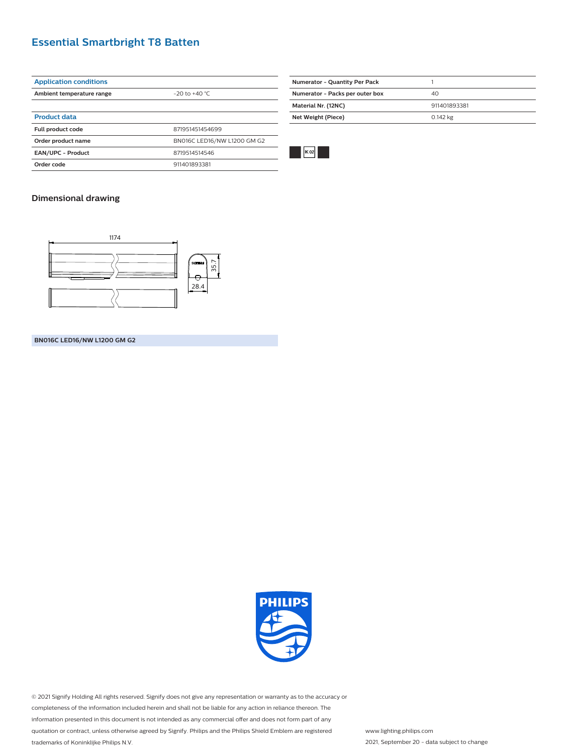# Essential Smartbright T8 Batten

| Application conditions | |
|---|---|
| Ambient temperature range | -20 to +40 °C |

| Product data | |
|---|---|
| Full product code | 871951451454699 |
| Order product name | BN016C LED16/NW L1200 GM G2 |
| EAN/UPC - Product | 8719514514546 |
| Order code | 911401893381 |

| | |
|---|---|
| Numerator - Quantity Per Pack | 1 |
| Numerator - Packs per outer box | 40 |
| Material Nr. (12NC) | 911401893381 |
| Net Weight (Piece) | 0.142 kg |

IK 02

## Dimensional drawing

1174

35.7

28.4

**BN016C LED16/NW L1200 GM G2**

© 2021 Signify Holding All rights reserved. Signify does not give any representation or warranty as to the accuracy or completeness of the information included herein and shall not be liable for any action in reliance thereon. The information presented in this document is not intended as any commercial offer and does not form part of any quotation or contract, unless otherwise agreed by Signify. Philips and the Philips Shield Emblem are registered trademarks of Koninklijke Philips N.V.

www.lighting.philips.com

2021, September 20 - data subject to change